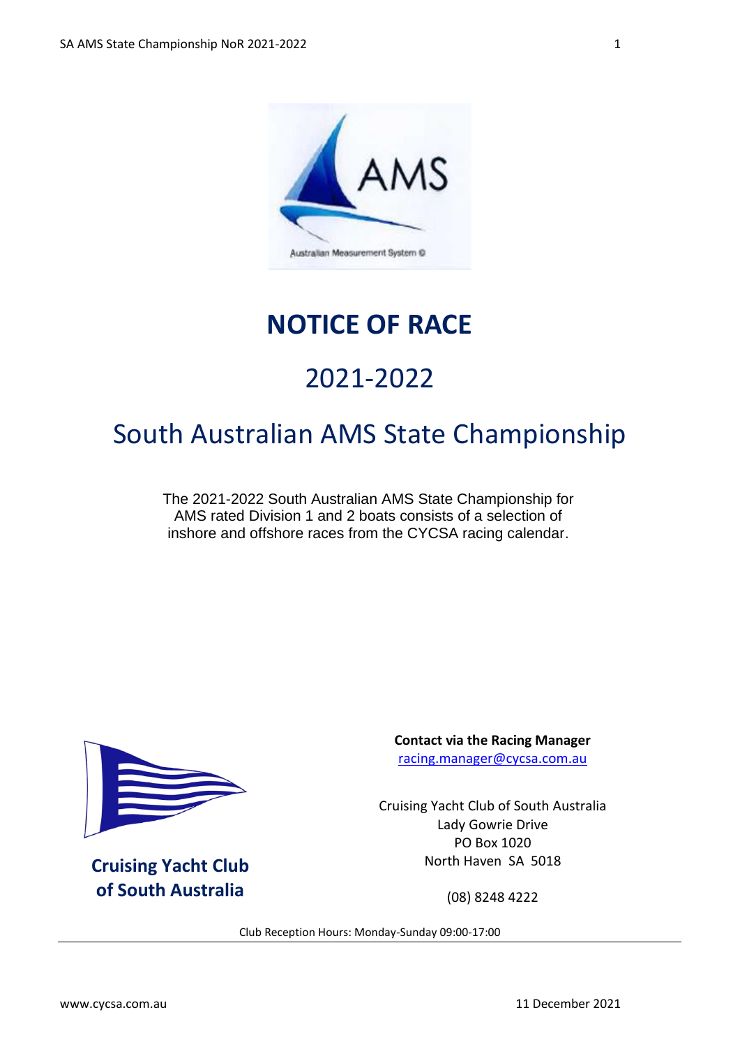# NOTICE OF RACE

## 2021-2022

## South Australian AMS State Championship

The 2021-2022 South Australian AMS State Championship for AMS rated Division 1 and 2 boats consists of a selection of inshore and offshore races from the CYCSA racing calendar.

**Cruising Yacht Club of South Australia**

**Contact via the Racing Manager**
racing.manager@cycsa.com.au

Cruising Yacht Club of South Australia
Lady Gowrie Drive
PO Box 1020
North Haven SA 5018

(08) 8248 4222

Club Reception Hours: Monday-Sunday 09:00-17:00

www.cycsa.com.au

11 December 2021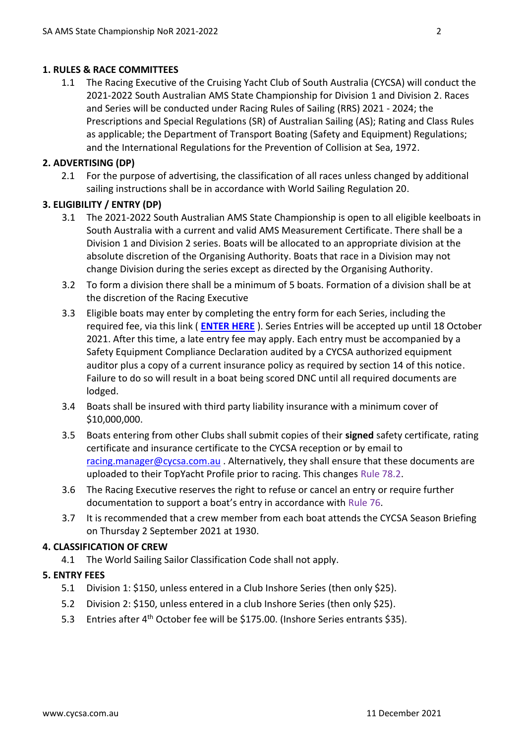## 1. RULES & RACE COMMITTEES

1.1 The Racing Executive of the Cruising Yacht Club of South Australia (CYCSA) will conduct the 2021-2022 South Australian AMS State Championship for Division 1 and Division 2. Races and Series will be conducted under Racing Rules of Sailing (RRS) 2021 - 2024; the Prescriptions and Special Regulations (SR) of Australian Sailing (AS); Rating and Class Rules as applicable; the Department of Transport Boating (Safety and Equipment) Regulations; and the International Regulations for the Prevention of Collision at Sea, 1972.

## 2. ADVERTISING (DP)

2.1 For the purpose of advertising, the classification of all races unless changed by additional sailing instructions shall be in accordance with World Sailing Regulation 20.

## 3. ELIGIBILITY / ENTRY (DP)

3.1 The 2021-2022 South Australian AMS State Championship is open to all eligible keelboats in South Australia with a current and valid AMS Measurement Certificate. There shall be a Division 1 and Division 2 series. Boats will be allocated to an appropriate division at the absolute discretion of the Organising Authority. Boats that race in a Division may not change Division during the series except as directed by the Organising Authority.

3.2 To form a division there shall be a minimum of 5 boats. Formation of a division shall be at the discretion of the Racing Executive

3.3 Eligible boats may enter by completing the entry form for each Series, including the required fee, via this link ( **ENTER HERE** ). Series Entries will be accepted up until 18 October 2021. After this time, a late entry fee may apply. Each entry must be accompanied by a Safety Equipment Compliance Declaration audited by a CYCSA authorized equipment auditor plus a copy of a current insurance policy as required by section 14 of this notice. Failure to do so will result in a boat being scored DNC until all required documents are lodged.

3.4 Boats shall be insured with third party liability insurance with a minimum cover of $10,000,000.

3.5 Boats entering from other Clubs shall submit copies of their **signed** safety certificate, rating certificate and insurance certificate to the CYCSA reception or by email to racing.manager@cycsa.com.au . Alternatively, they shall ensure that these documents are uploaded to their TopYacht Profile prior to racing. This changes Rule 78.2.

3.6 The Racing Executive reserves the right to refuse or cancel an entry or require further documentation to support a boat's entry in accordance with Rule 76.

3.7 It is recommended that a crew member from each boat attends the CYCSA Season Briefing on Thursday 2 September 2021 at 1930.

## 4. CLASSIFICATION OF CREW

4.1 The World Sailing Sailor Classification Code shall not apply.

## 5. ENTRY FEES

5.1 Division 1: $150, unless entered in a Club Inshore Series (then only $25).

5.2 Division 2: $150, unless entered in a club Inshore Series (then only $25).

5.3 Entries after 4th October fee will be $175.00. (Inshore Series entrants $35).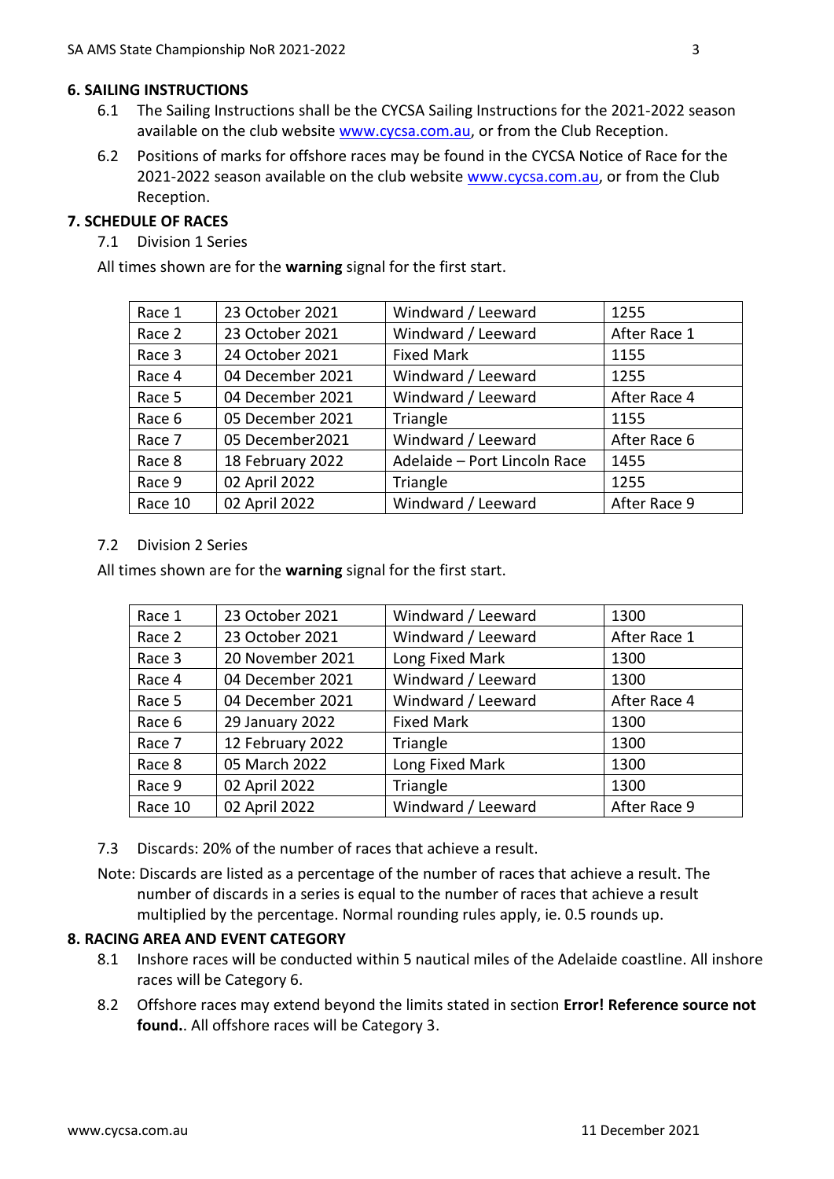## 6. SAILING INSTRUCTIONS

6.1 The Sailing Instructions shall be the CYCSA Sailing Instructions for the 2021-2022 season available on the club website www.cycsa.com.au, or from the Club Reception.

6.2 Positions of marks for offshore races may be found in the CYCSA Notice of Race for the 2021-2022 season available on the club website www.cycsa.com.au, or from the Club Reception.

## 7. SCHEDULE OF RACES

7.1 Division 1 Series

All times shown are for the **warning** signal for the first start.

| | | | |
|---|---|---|---|
| Race 1 | 23 October 2021 | Windward / Leeward | 1255 |
| Race 2 | 23 October 2021 | Windward / Leeward | After Race 1 |
| Race 3 | 24 October 2021 | Fixed Mark | 1155 |
| Race 4 | 04 December 2021 | Windward / Leeward | 1255 |
| Race 5 | 04 December 2021 | Windward / Leeward | After Race 4 |
| Race 6 | 05 December 2021 | Triangle | 1155 |
| Race 7 | 05 December2021 | Windward / Leeward | After Race 6 |
| Race 8 | 18 February 2022 | Adelaide – Port Lincoln Race | 1455 |
| Race 9 | 02 April 2022 | Triangle | 1255 |
| Race 10 | 02 April 2022 | Windward / Leeward | After Race 9 |

7.2 Division 2 Series

All times shown are for the **warning** signal for the first start.

| | | | |
|---|---|---|---|
| Race 1 | 23 October 2021 | Windward / Leeward | 1300 |
| Race 2 | 23 October 2021 | Windward / Leeward | After Race 1 |
| Race 3 | 20 November 2021 | Long Fixed Mark | 1300 |
| Race 4 | 04 December 2021 | Windward / Leeward | 1300 |
| Race 5 | 04 December 2021 | Windward / Leeward | After Race 4 |
| Race 6 | 29 January 2022 | Fixed Mark | 1300 |
| Race 7 | 12 February 2022 | Triangle | 1300 |
| Race 8 | 05 March 2022 | Long Fixed Mark | 1300 |
| Race 9 | 02 April 2022 | Triangle | 1300 |
| Race 10 | 02 April 2022 | Windward / Leeward | After Race 9 |

7.3 Discards: 20% of the number of races that achieve a result.

Note: Discards are listed as a percentage of the number of races that achieve a result. The number of discards in a series is equal to the number of races that achieve a result multiplied by the percentage. Normal rounding rules apply, ie. 0.5 rounds up.

## 8. RACING AREA AND EVENT CATEGORY

8.1 Inshore races will be conducted within 5 nautical miles of the Adelaide coastline. All inshore races will be Category 6.

8.2 Offshore races may extend beyond the limits stated in section **Error! Reference source not found.**. All offshore races will be Category 3.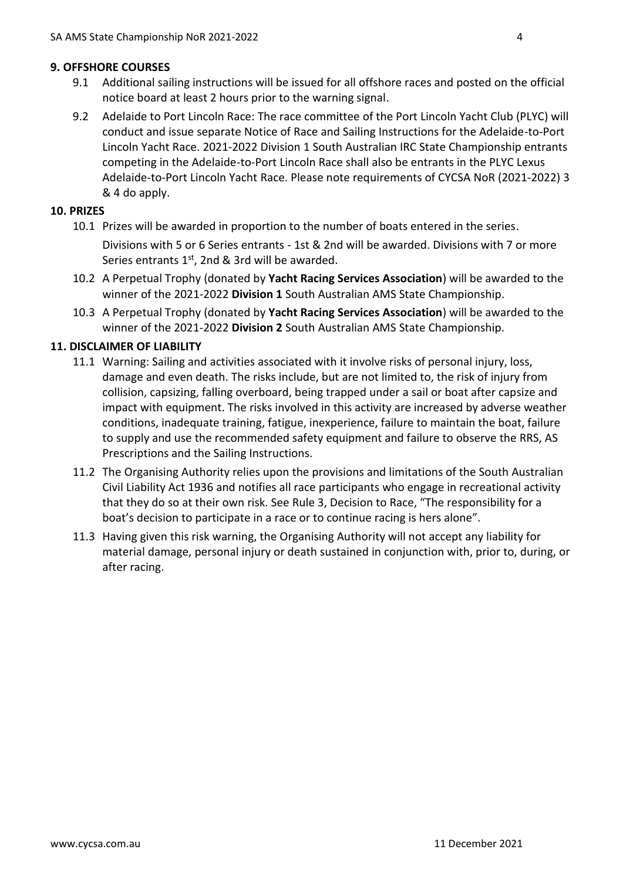## 9. OFFSHORE COURSES

9.1 Additional sailing instructions will be issued for all offshore races and posted on the official notice board at least 2 hours prior to the warning signal.

9.2 Adelaide to Port Lincoln Race: The race committee of the Port Lincoln Yacht Club (PLYC) will conduct and issue separate Notice of Race and Sailing Instructions for the Adelaide-to-Port Lincoln Yacht Race. 2021-2022 Division 1 South Australian IRC State Championship entrants competing in the Adelaide-to-Port Lincoln Race shall also be entrants in the PLYC Lexus Adelaide-to-Port Lincoln Yacht Race. Please note requirements of CYCSA NoR (2021-2022) 3 & 4 do apply.

## 10. PRIZES

10.1 Prizes will be awarded in proportion to the number of boats entered in the series.

Divisions with 5 or 6 Series entrants - 1st & 2nd will be awarded. Divisions with 7 or more Series entrants 1st, 2nd & 3rd will be awarded.

10.2 A Perpetual Trophy (donated by **Yacht Racing Services Association**) will be awarded to the winner of the 2021-2022 **Division 1** South Australian AMS State Championship.

10.3 A Perpetual Trophy (donated by **Yacht Racing Services Association**) will be awarded to the winner of the 2021-2022 **Division 2** South Australian AMS State Championship.

## 11. DISCLAIMER OF LIABILITY

11.1 Warning: Sailing and activities associated with it involve risks of personal injury, loss, damage and even death. The risks include, but are not limited to, the risk of injury from collision, capsizing, falling overboard, being trapped under a sail or boat after capsize and impact with equipment. The risks involved in this activity are increased by adverse weather conditions, inadequate training, fatigue, inexperience, failure to maintain the boat, failure to supply and use the recommended safety equipment and failure to observe the RRS, AS Prescriptions and the Sailing Instructions.

11.2 The Organising Authority relies upon the provisions and limitations of the South Australian Civil Liability Act 1936 and notifies all race participants who engage in recreational activity that they do so at their own risk. See Rule 3, Decision to Race, "The responsibility for a boat's decision to participate in a race or to continue racing is hers alone".

11.3 Having given this risk warning, the Organising Authority will not accept any liability for material damage, personal injury or death sustained in conjunction with, prior to, during, or after racing.